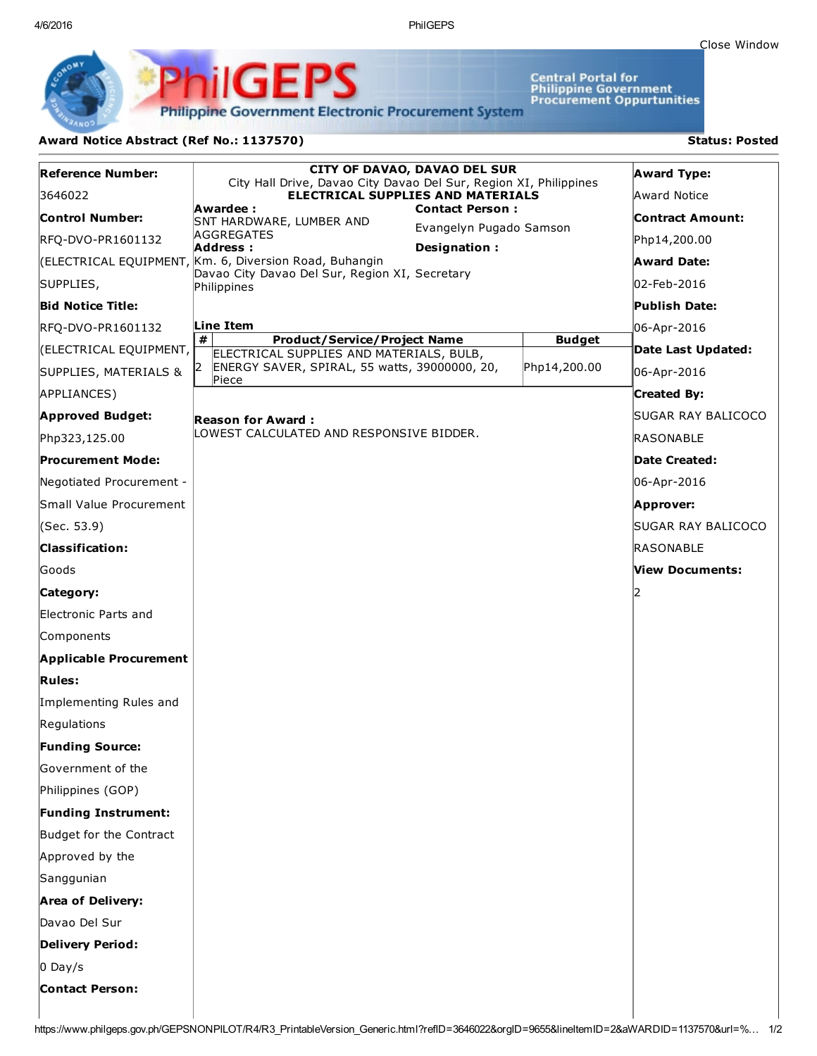Close Window

**PhilGEPS** — Philippine Government Electronic Procurement System

Central Portal for Philippine Government Procurement Oppurtunities

## Award Notice Abstract (Ref No.: 1137570)

**Status: Posted**

**Reference Number:**
3646022

**Control Number:**
RFQ-DVO-PR1601132 (ELECTRICAL EQUIPMENT, SUPPLIES,

**Bid Notice Title:**
RFQ-DVO-PR1601132 (ELECTRICAL EQUIPMENT, SUPPLIES, MATERIALS & APPLIANCES)

**Approved Budget:**
Php323,125.00

**Procurement Mode:**
Negotiated Procurement - Small Value Procurement (Sec. 53.9)

**Classification:**
Goods

**Category:**
Electronic Parts and Components

**Applicable Procurement Rules:**
Implementing Rules and Regulations

**Funding Source:**
Government of the Philippines (GOP)

**Funding Instrument:**
Budget for the Contract Approved by the Sanggunian

**Area of Delivery:**
Davao Del Sur

**Delivery Period:**
0 Day/s

**Contact Person:**

---

**CITY OF DAVAO, DAVAO DEL SUR**
City Hall Drive, Davao City Davao Del Sur, Region XI, Philippines
**ELECTRICAL SUPPLIES AND MATERIALS**

**Awardee :**
SNT HARDWARE, LUMBER AND AGGREGATES

**Address :**
Km. 6, Diversion Road, Buhangin Davao City Davao Del Sur, Region XI, Philippines

**Contact Person :**
Evangelyn Pugado Samson

**Designation :**
Secretary

**Line Item**

| # | Product/Service/Project Name | Budget |
|---|---|---|
| 2 | ELECTRICAL SUPPLIES AND MATERIALS, BULB, ENERGY SAVER, SPIRAL, 55 watts, 39000000, 20, Piece | Php14,200.00 |

**Reason for Award :**
LOWEST CALCULATED AND RESPONSIVE BIDDER.

---

**Award Type:**
Award Notice

**Contract Amount:**
Php14,200.00

**Award Date:**
02-Feb-2016

**Publish Date:**
06-Apr-2016

**Date Last Updated:**
06-Apr-2016

**Created By:**
SUGAR RAY BALICOCO RASONABLE

**Date Created:**
06-Apr-2016

**Approver:**
SUGAR RAY BALICOCO RASONABLE

**View Documents:**
2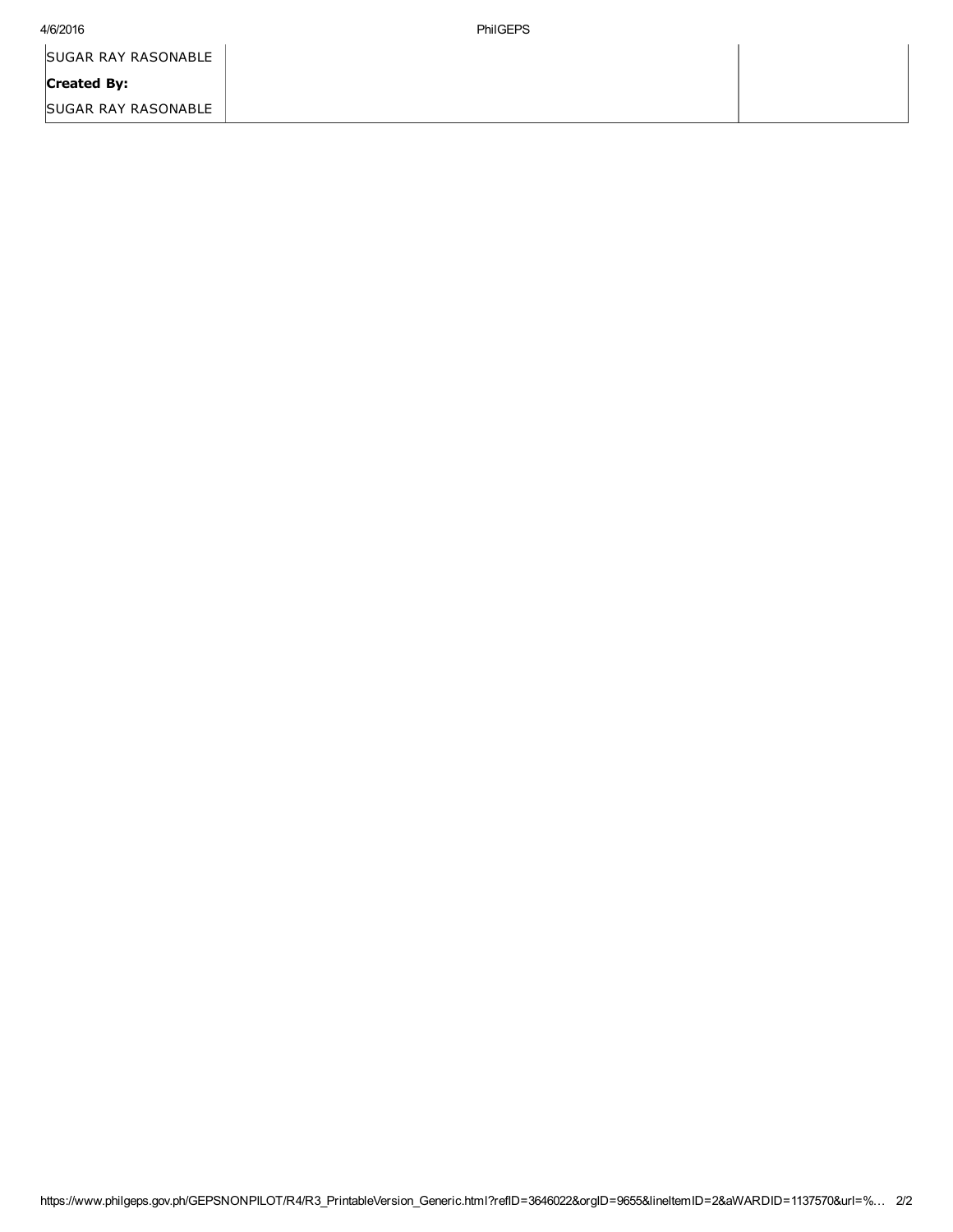| | | |
|---|---|---|
| SUGAR RAY RASONABLE | | |
| **Created By:** | | |
| SUGAR RAY RASONABLE | | |